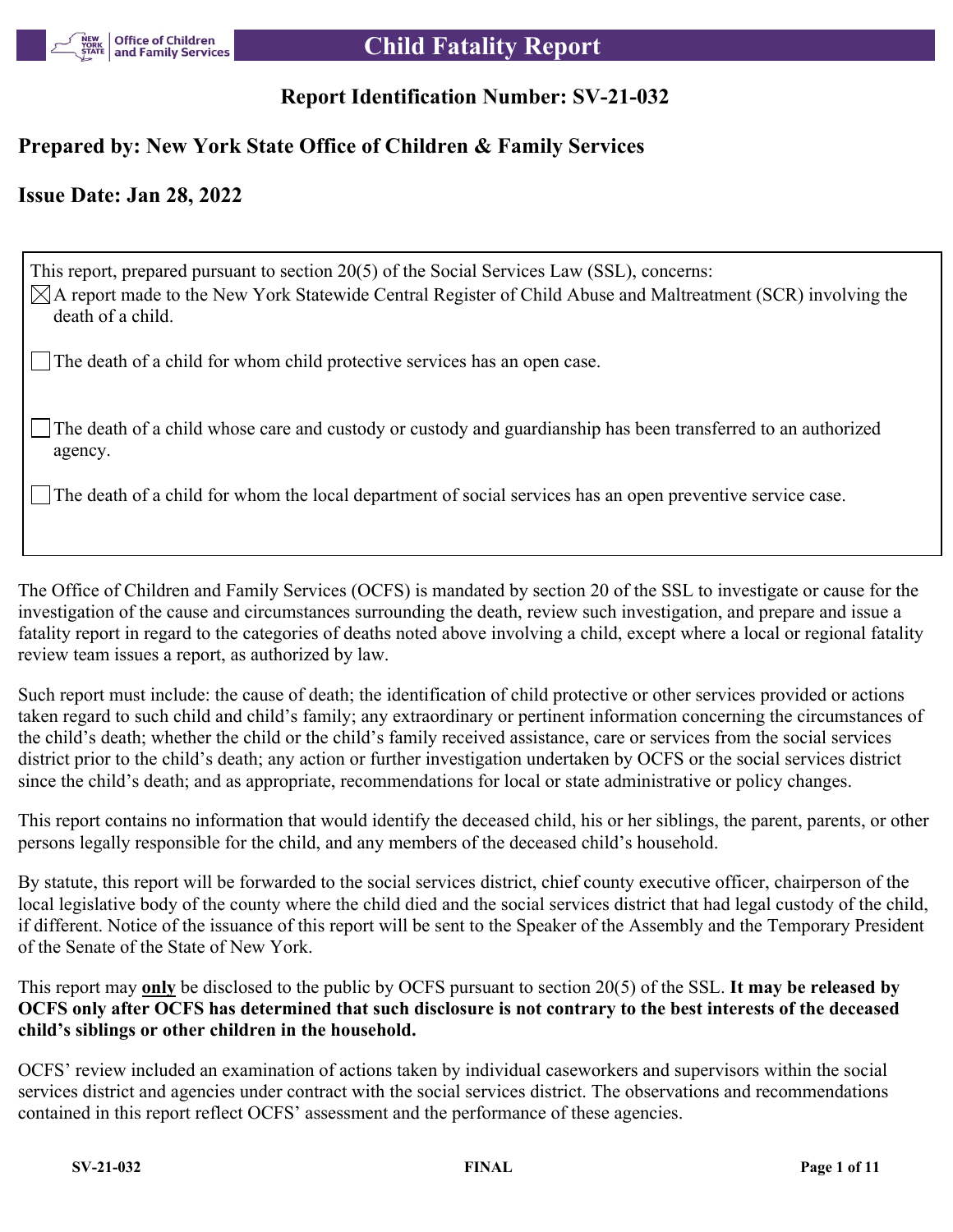# Child Fatality Report

## Report Identification Number: SV-21-032

## Prepared by: New York State Office of Children & Family Services

## Issue Date: Jan 28, 2022

This report, prepared pursuant to section 20(5) of the Social Services Law (SSL), concerns:

- [x] A report made to the New York Statewide Central Register of Child Abuse and Maltreatment (SCR) involving the death of a child.
- [ ] The death of a child for whom child protective services has an open case.
- [ ] The death of a child whose care and custody or custody and guardianship has been transferred to an authorized agency.
- [ ] The death of a child for whom the local department of social services has an open preventive service case.

The Office of Children and Family Services (OCFS) is mandated by section 20 of the SSL to investigate or cause for the investigation of the cause and circumstances surrounding the death, review such investigation, and prepare and issue a fatality report in regard to the categories of deaths noted above involving a child, except where a local or regional fatality review team issues a report, as authorized by law.

Such report must include: the cause of death; the identification of child protective or other services provided or actions taken regard to such child and child's family; any extraordinary or pertinent information concerning the circumstances of the child's death; whether the child or the child's family received assistance, care or services from the social services district prior to the child's death; any action or further investigation undertaken by OCFS or the social services district since the child's death; and as appropriate, recommendations for local or state administrative or policy changes.

This report contains no information that would identify the deceased child, his or her siblings, the parent, parents, or other persons legally responsible for the child, and any members of the deceased child's household.

By statute, this report will be forwarded to the social services district, chief county executive officer, chairperson of the local legislative body of the county where the child died and the social services district that had legal custody of the child, if different. Notice of the issuance of this report will be sent to the Speaker of the Assembly and the Temporary President of the Senate of the State of New York.

This report may **only** be disclosed to the public by OCFS pursuant to section 20(5) of the SSL. **It may be released by OCFS only after OCFS has determined that such disclosure is not contrary to the best interests of the deceased child's siblings or other children in the household.**

OCFS' review included an examination of actions taken by individual caseworkers and supervisors within the social services district and agencies under contract with the social services district. The observations and recommendations contained in this report reflect OCFS' assessment and the performance of these agencies.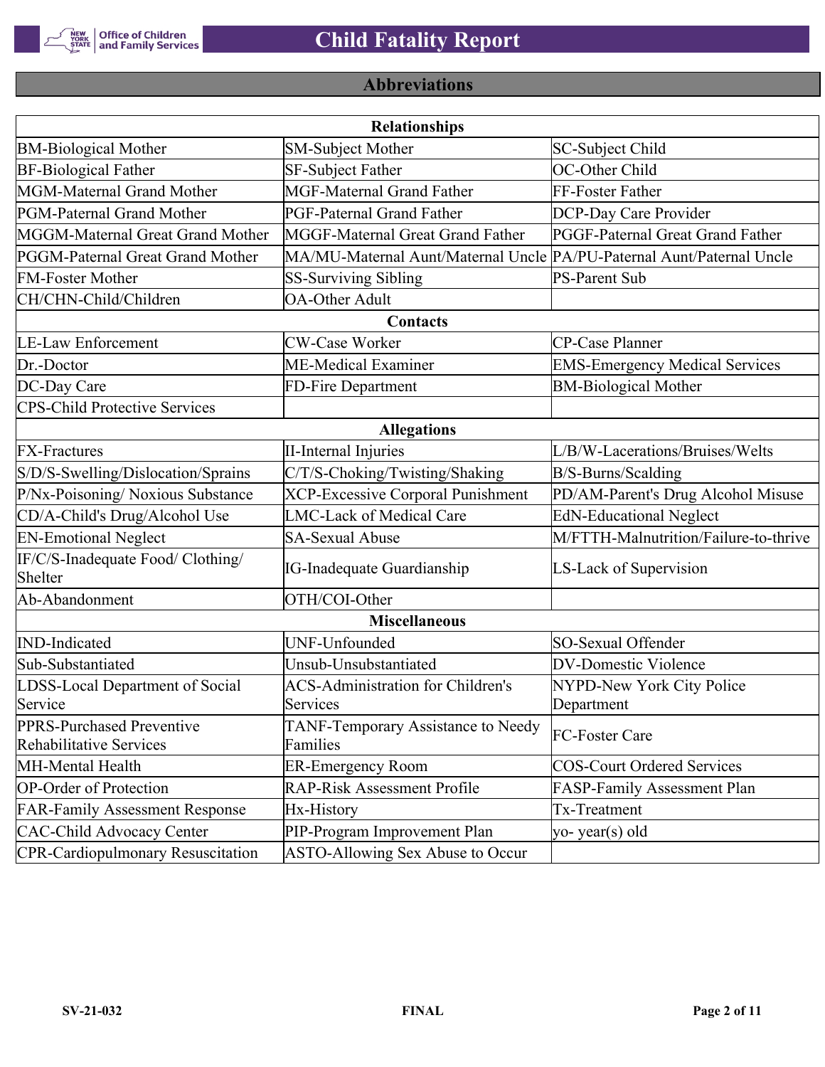## Abbreviations

| Relationships | | |
|---|---|---|
| BM-Biological Mother | SM-Subject Mother | SC-Subject Child |
| BF-Biological Father | SF-Subject Father | OC-Other Child |
| MGM-Maternal Grand Mother | MGF-Maternal Grand Father | FF-Foster Father |
| PGM-Paternal Grand Mother | PGF-Paternal Grand Father | DCP-Day Care Provider |
| MGGM-Maternal Great Grand Mother | MGGF-Maternal Great Grand Father | PGGF-Paternal Great Grand Father |
| PGGM-Paternal Great Grand Mother | MA/MU-Maternal Aunt/Maternal Uncle | PA/PU-Paternal Aunt/Paternal Uncle |
| FM-Foster Mother | SS-Surviving Sibling | PS-Parent Sub |
| CH/CHN-Child/Children | OA-Other Adult | |
| **Contacts** | | |
| LE-Law Enforcement | CW-Case Worker | CP-Case Planner |
| Dr.-Doctor | ME-Medical Examiner | EMS-Emergency Medical Services |
| DC-Day Care | FD-Fire Department | BM-Biological Mother |
| CPS-Child Protective Services | | |
| **Allegations** | | |
| FX-Fractures | II-Internal Injuries | L/B/W-Lacerations/Bruises/Welts |
| S/D/S-Swelling/Dislocation/Sprains | C/T/S-Choking/Twisting/Shaking | B/S-Burns/Scalding |
| P/Nx-Poisoning/ Noxious Substance | XCP-Excessive Corporal Punishment | PD/AM-Parent's Drug Alcohol Misuse |
| CD/A-Child's Drug/Alcohol Use | LMC-Lack of Medical Care | EdN-Educational Neglect |
| EN-Emotional Neglect | SA-Sexual Abuse | M/FTTH-Malnutrition/Failure-to-thrive |
| IF/C/S-Inadequate Food/ Clothing/ Shelter | IG-Inadequate Guardianship | LS-Lack of Supervision |
| Ab-Abandonment | OTH/COI-Other | |
| **Miscellaneous** | | |
| IND-Indicated | UNF-Unfounded | SO-Sexual Offender |
| Sub-Substantiated | Unsub-Unsubstantiated | DV-Domestic Violence |
| LDSS-Local Department of Social Service | ACS-Administration for Children's Services | NYPD-New York City Police Department |
| PPRS-Purchased Preventive Rehabilitative Services | TANF-Temporary Assistance to Needy Families | FC-Foster Care |
| MH-Mental Health | ER-Emergency Room | COS-Court Ordered Services |
| OP-Order of Protection | RAP-Risk Assessment Profile | FASP-Family Assessment Plan |
| FAR-Family Assessment Response | Hx-History | Tx-Treatment |
| CAC-Child Advocacy Center | PIP-Program Improvement Plan | yo- year(s) old |
| CPR-Cardiopulmonary Resuscitation | ASTO-Allowing Sex Abuse to Occur | |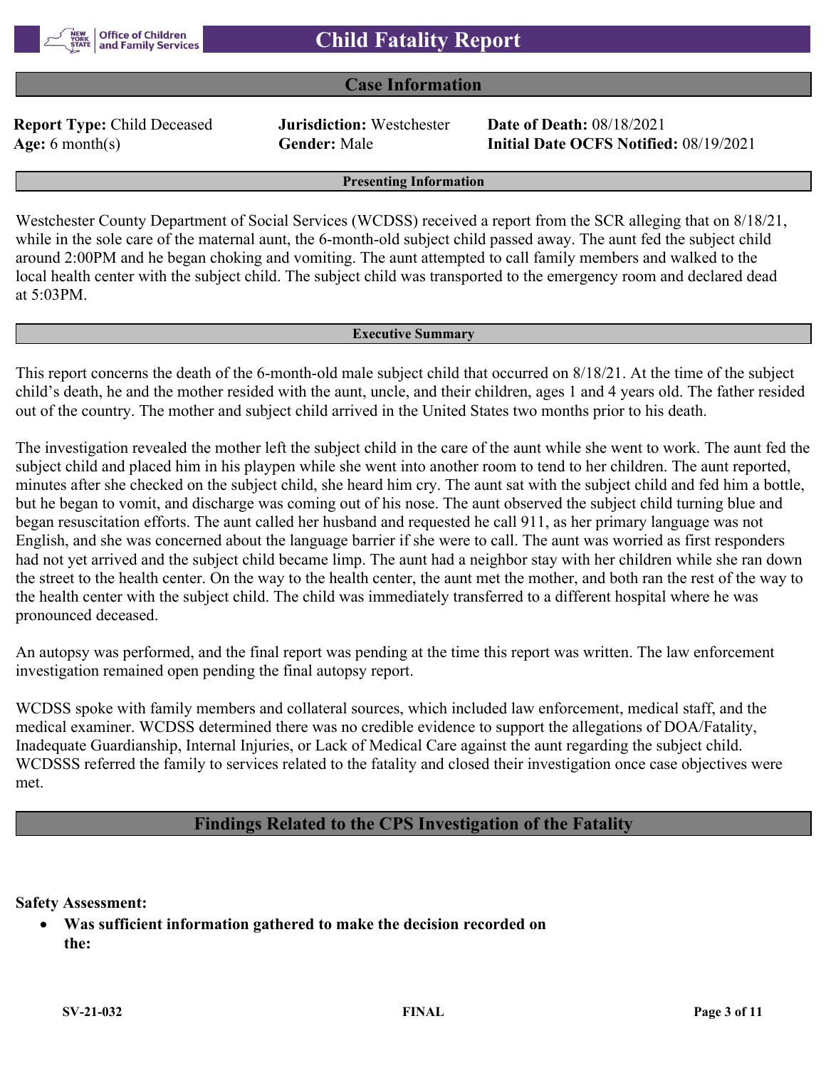# Child Fatality Report

## Case Information

**Report Type:** Child Deceased | **Jurisdiction:** Westchester | **Date of Death:** 08/18/2021
**Age:** 6 month(s) | **Gender:** Male | **Initial Date OCFS Notified:** 08/19/2021

### Presenting Information

Westchester County Department of Social Services (WCDSS) received a report from the SCR alleging that on 8/18/21, while in the sole care of the maternal aunt, the 6-month-old subject child passed away. The aunt fed the subject child around 2:00PM and he began choking and vomiting. The aunt attempted to call family members and walked to the local health center with the subject child. The subject child was transported to the emergency room and declared dead at 5:03PM.

### Executive Summary

This report concerns the death of the 6-month-old male subject child that occurred on 8/18/21. At the time of the subject child's death, he and the mother resided with the aunt, uncle, and their children, ages 1 and 4 years old. The father resided out of the country. The mother and subject child arrived in the United States two months prior to his death.

The investigation revealed the mother left the subject child in the care of the aunt while she went to work. The aunt fed the subject child and placed him in his playpen while she went into another room to tend to her children. The aunt reported, minutes after she checked on the subject child, she heard him cry. The aunt sat with the subject child and fed him a bottle, but he began to vomit, and discharge was coming out of his nose. The aunt observed the subject child turning blue and began resuscitation efforts. The aunt called her husband and requested he call 911, as her primary language was not English, and she was concerned about the language barrier if she were to call. The aunt was worried as first responders had not yet arrived and the subject child became limp. The aunt had a neighbor stay with her children while she ran down the street to the health center. On the way to the health center, the aunt met the mother, and both ran the rest of the way to the health center with the subject child. The child was immediately transferred to a different hospital where he was pronounced deceased.

An autopsy was performed, and the final report was pending at the time this report was written. The law enforcement investigation remained open pending the final autopsy report.

WCDSS spoke with family members and collateral sources, which included law enforcement, medical staff, and the medical examiner. WCDSS determined there was no credible evidence to support the allegations of DOA/Fatality, Inadequate Guardianship, Internal Injuries, or Lack of Medical Care against the aunt regarding the subject child. WCDSSS referred the family to services related to the fatality and closed their investigation once case objectives were met.

## Findings Related to the CPS Investigation of the Fatality

**Safety Assessment:**

- **Was sufficient information gathered to make the decision recorded on the:**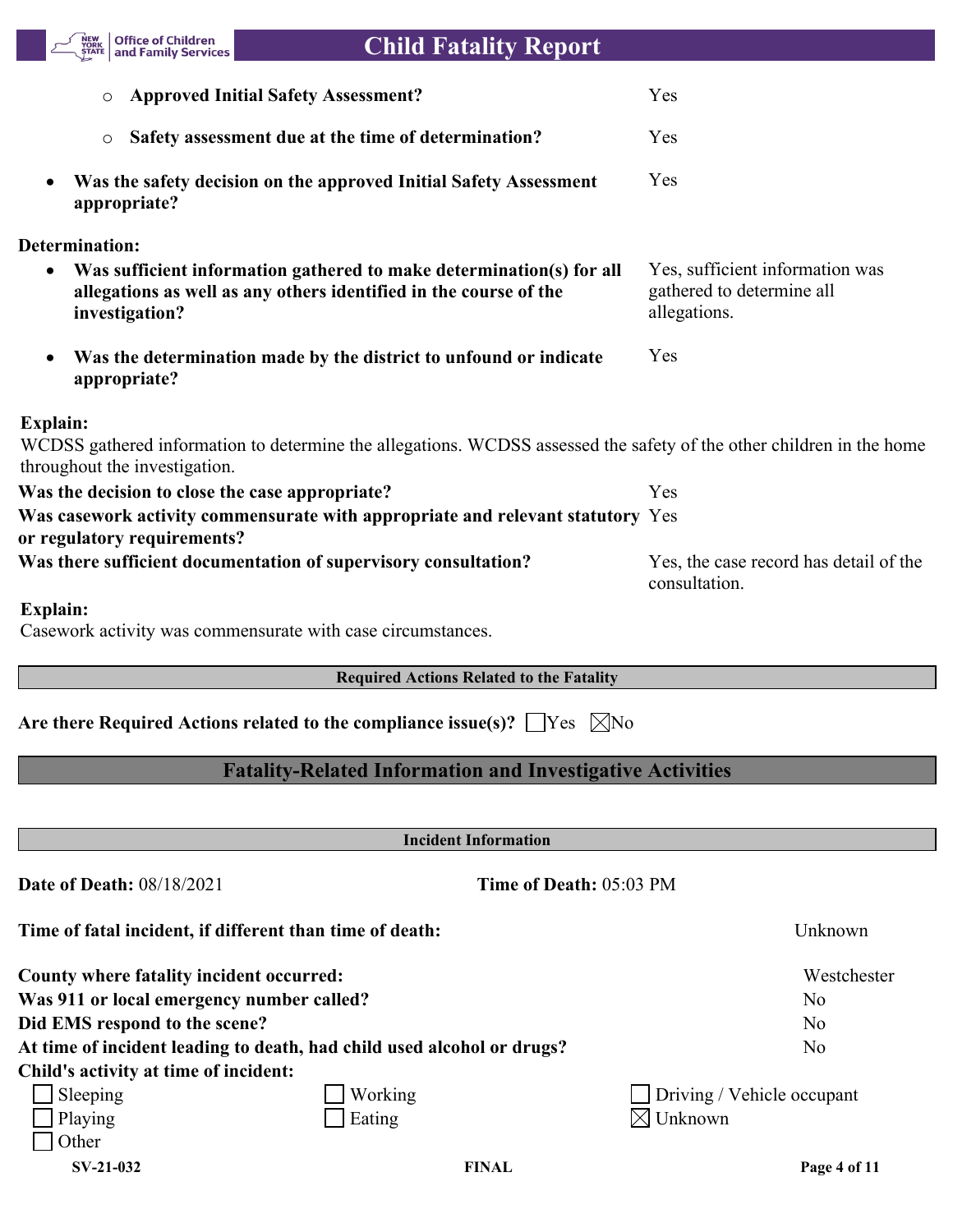- **Approved Initial Safety Assessment?** Yes
- **Safety assessment due at the time of determination?** Yes

- **Was the safety decision on the approved Initial Safety Assessment appropriate?** Yes

**Determination:**

- **Was sufficient information gathered to make determination(s) for all allegations as well as any others identified in the course of the investigation?** Yes, sufficient information was gathered to determine all allegations.
- **Was the determination made by the district to unfound or indicate appropriate?** Yes

**Explain:**
WCDSS gathered information to determine the allegations. WCDSS assessed the safety of the other children in the home throughout the investigation.

**Was the decision to close the case appropriate?** Yes
**Was casework activity commensurate with appropriate and relevant statutory or regulatory requirements?** Yes
**Was there sufficient documentation of supervisory consultation?** Yes, the case record has detail of the consultation.

**Explain:**
Casework activity was commensurate with case circumstances.

### Required Actions Related to the Fatality

**Are there Required Actions related to the compliance issue(s)?** ☐ Yes ☒ No

## Fatality-Related Information and Investigative Activities

### Incident Information

**Date of Death:** 08/18/2021 **Time of Death:** 05:03 PM

**Time of fatal incident, if different than time of death:** Unknown

**County where fatality incident occurred:** Westchester
**Was 911 or local emergency number called?** No
**Did EMS respond to the scene?** No
**At time of incident leading to death, had child used alcohol or drugs?** No
**Child's activity at time of incident:**

☐ Sleeping ☐ Working ☐ Driving / Vehicle occupant
☐ Playing ☐ Eating ☒ Unknown
☐ Other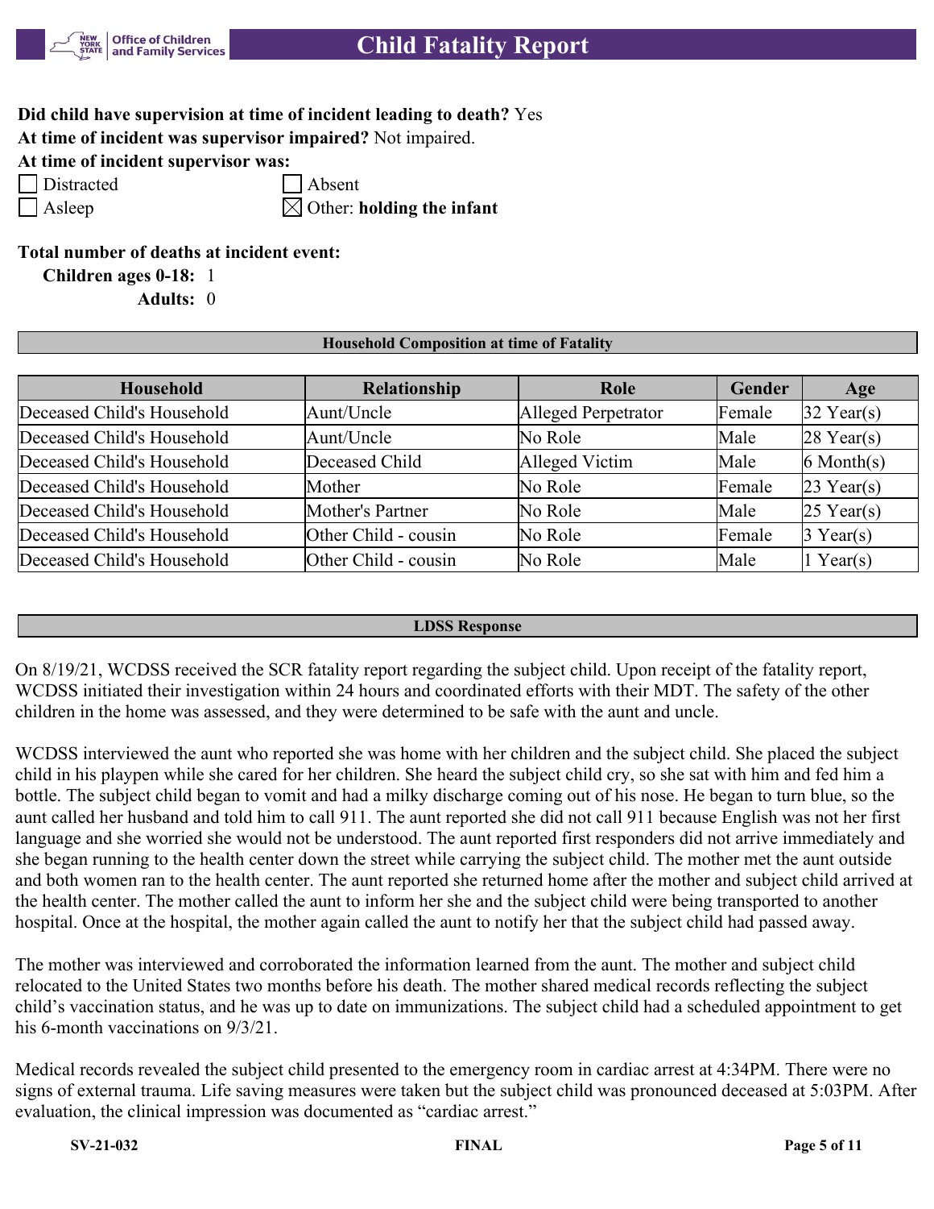**Did child have supervision at time of incident leading to death?** Yes

**At time of incident was supervisor impaired?** Not impaired.

**At time of incident supervisor was:**

- [ ] Distracted
- [ ] Absent
- [ ] Asleep
- [x] Other: **holding the infant**

**Total number of deaths at incident event:**

**Children ages 0-18:** 1

**Adults:** 0

## Household Composition at time of Fatality

| Household | Relationship | Role | Gender | Age |
|---|---|---|---|---|
| Deceased Child's Household | Aunt/Uncle | Alleged Perpetrator | Female | 32 Year(s) |
| Deceased Child's Household | Aunt/Uncle | No Role | Male | 28 Year(s) |
| Deceased Child's Household | Deceased Child | Alleged Victim | Male | 6 Month(s) |
| Deceased Child's Household | Mother | No Role | Female | 23 Year(s) |
| Deceased Child's Household | Mother's Partner | No Role | Male | 25 Year(s) |
| Deceased Child's Household | Other Child - cousin | No Role | Female | 3 Year(s) |
| Deceased Child's Household | Other Child - cousin | No Role | Male | 1 Year(s) |

## LDSS Response

On 8/19/21, WCDSS received the SCR fatality report regarding the subject child. Upon receipt of the fatality report, WCDSS initiated their investigation within 24 hours and coordinated efforts with their MDT. The safety of the other children in the home was assessed, and they were determined to be safe with the aunt and uncle.

WCDSS interviewed the aunt who reported she was home with her children and the subject child. She placed the subject child in his playpen while she cared for her children. She heard the subject child cry, so she sat with him and fed him a bottle. The subject child began to vomit and had a milky discharge coming out of his nose. He began to turn blue, so the aunt called her husband and told him to call 911. The aunt reported she did not call 911 because English was not her first language and she worried she would not be understood. The aunt reported first responders did not arrive immediately and she began running to the health center down the street while carrying the subject child. The mother met the aunt outside and both women ran to the health center. The aunt reported she returned home after the mother and subject child arrived at the health center. The mother called the aunt to inform her she and the subject child were being transported to another hospital. Once at the hospital, the mother again called the aunt to notify her that the subject child had passed away.

The mother was interviewed and corroborated the information learned from the aunt. The mother and subject child relocated to the United States two months before his death. The mother shared medical records reflecting the subject child's vaccination status, and he was up to date on immunizations. The subject child had a scheduled appointment to get his 6-month vaccinations on 9/3/21.

Medical records revealed the subject child presented to the emergency room in cardiac arrest at 4:34PM. There were no signs of external trauma. Life saving measures were taken but the subject child was pronounced deceased at 5:03PM. After evaluation, the clinical impression was documented as "cardiac arrest."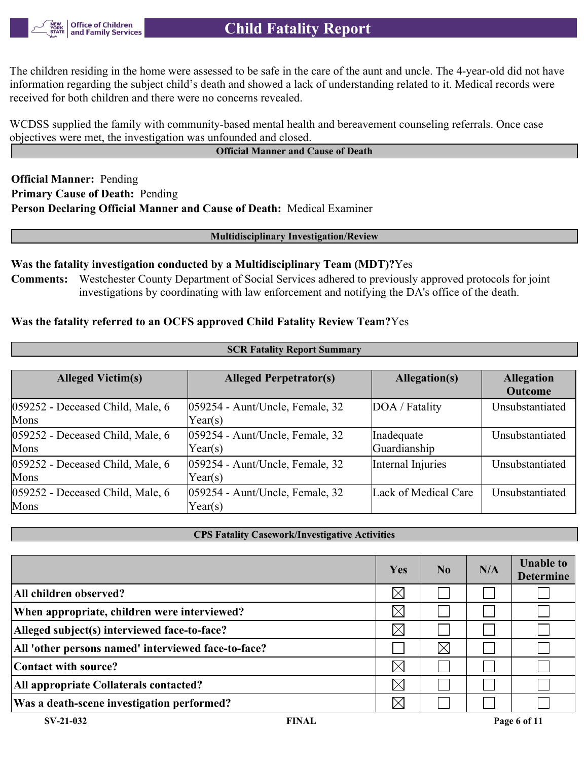The children residing in the home were assessed to be safe in the care of the aunt and uncle. The 4-year-old did not have information regarding the subject child's death and showed a lack of understanding related to it. Medical records were received for both children and there were no concerns revealed.

WCDSS supplied the family with community-based mental health and bereavement counseling referrals. Once case objectives were met, the investigation was unfounded and closed.

## Official Manner and Cause of Death

**Official Manner:** Pending
**Primary Cause of Death:** Pending
**Person Declaring Official Manner and Cause of Death:** Medical Examiner

## Multidisciplinary Investigation/Review

**Was the fatality investigation conducted by a Multidisciplinary Team (MDT)?** Yes

**Comments:** Westchester County Department of Social Services adhered to previously approved protocols for joint investigations by coordinating with law enforcement and notifying the DA's office of the death.

**Was the fatality referred to an OCFS approved Child Fatality Review Team?** Yes

## SCR Fatality Report Summary

| Alleged Victim(s) | Alleged Perpetrator(s) | Allegation(s) | Allegation Outcome |
|---|---|---|---|
| 059252 - Deceased Child, Male, 6 Mons | 059254 - Aunt/Uncle, Female, 32 Year(s) | DOA / Fatality | Unsubstantiated |
| 059252 - Deceased Child, Male, 6 Mons | 059254 - Aunt/Uncle, Female, 32 Year(s) | Inadequate Guardianship | Unsubstantiated |
| 059252 - Deceased Child, Male, 6 Mons | 059254 - Aunt/Uncle, Female, 32 Year(s) | Internal Injuries | Unsubstantiated |
| 059252 - Deceased Child, Male, 6 Mons | 059254 - Aunt/Uncle, Female, 32 Year(s) | Lack of Medical Care | Unsubstantiated |

## CPS Fatality Casework/Investigative Activities

| | Yes | No | N/A | Unable to Determine |
|---|---|---|---|---|
| **All children observed?** | ☒ | ☐ | ☐ | ☐ |
| **When appropriate, children were interviewed?** | ☒ | ☐ | ☐ | ☐ |
| **Alleged subject(s) interviewed face-to-face?** | ☒ | ☐ | ☐ | ☐ |
| **All 'other persons named' interviewed face-to-face?** | ☐ | ☒ | ☐ | ☐ |
| **Contact with source?** | ☒ | ☐ | ☐ | ☐ |
| **All appropriate Collaterals contacted?** | ☒ | ☐ | ☐ | ☐ |
| **Was a death-scene investigation performed?** | ☒ | ☐ | ☐ | ☐ |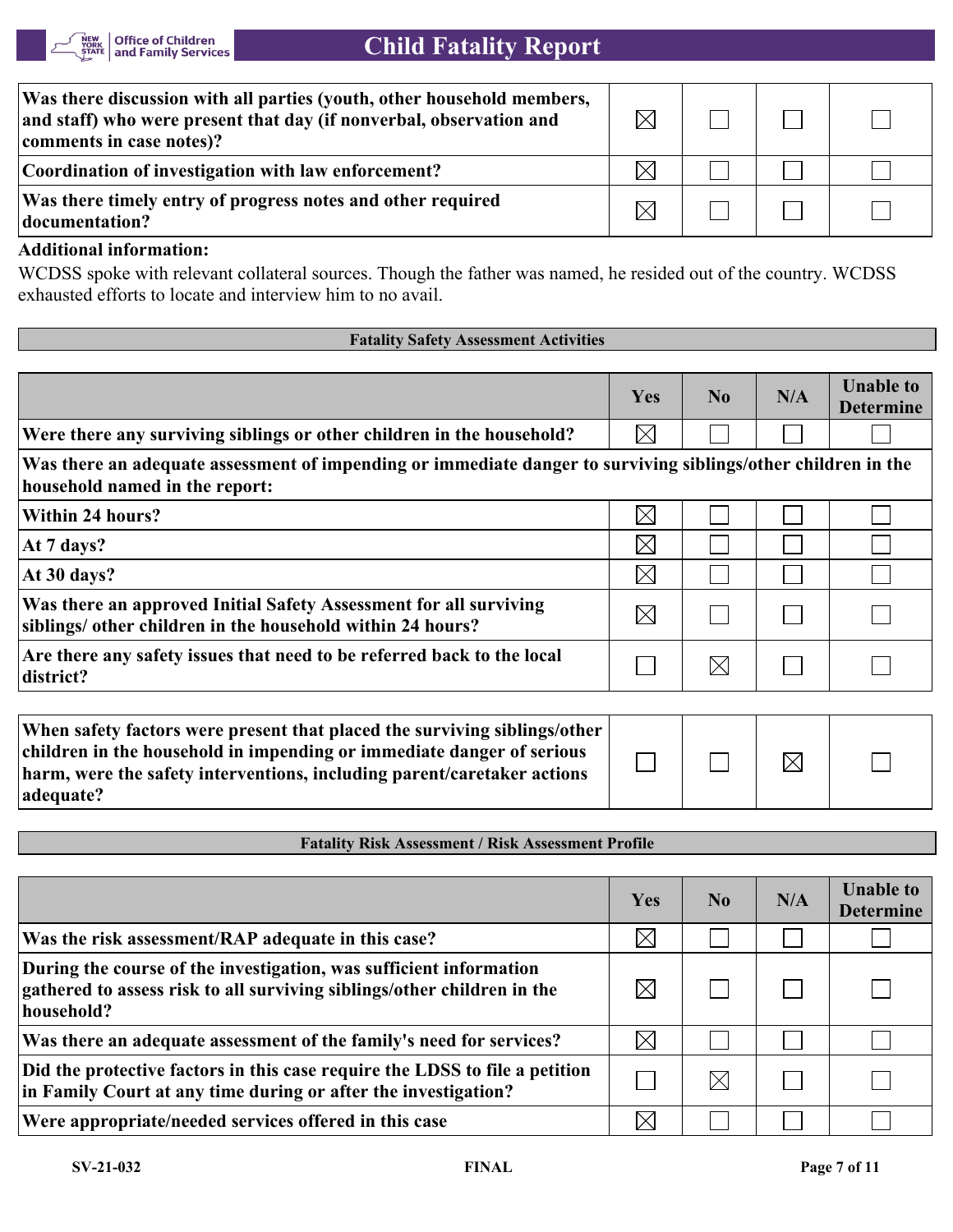| | | | | |
|---|---|---|---|---|
| **Was there discussion with all parties (youth, other household members, and staff) who were present that day (if nonverbal, observation and comments in case notes)?** | ☒ | ☐ | ☐ | ☐ |
| **Coordination of investigation with law enforcement?** | ☒ | ☐ | ☐ | ☐ |
| **Was there timely entry of progress notes and other required documentation?** | ☒ | ☐ | ☐ | ☐ |

**Additional information:**

WCDSS spoke with relevant collateral sources. Though the father was named, he resided out of the country. WCDSS exhausted efforts to locate and interview him to no avail.

### Fatality Safety Assessment Activities

| | Yes | No | N/A | Unable to Determine |
|---|---|---|---|---|
| **Were there any surviving siblings or other children in the household?** | ☒ | ☐ | ☐ | ☐ |
| **Was there an adequate assessment of impending or immediate danger to surviving siblings/other children in the household named in the report:** | | | | |
| **Within 24 hours?** | ☒ | ☐ | ☐ | ☐ |
| **At 7 days?** | ☒ | ☐ | ☐ | ☐ |
| **At 30 days?** | ☒ | ☐ | ☐ | ☐ |
| **Was there an approved Initial Safety Assessment for all surviving siblings/ other children in the household within 24 hours?** | ☒ | ☐ | ☐ | ☐ |
| **Are there any safety issues that need to be referred back to the local district?** | ☐ | ☒ | ☐ | ☐ |
| **When safety factors were present that placed the surviving siblings/other children in the household in impending or immediate danger of serious harm, were the safety interventions, including parent/caretaker actions adequate?** | ☐ | ☐ | ☒ | ☐ |

### Fatality Risk Assessment / Risk Assessment Profile

| | Yes | No | N/A | Unable to Determine |
|---|---|---|---|---|
| **Was the risk assessment/RAP adequate in this case?** | ☒ | ☐ | ☐ | ☐ |
| **During the course of the investigation, was sufficient information gathered to assess risk to all surviving siblings/other children in the household?** | ☒ | ☐ | ☐ | ☐ |
| **Was there an adequate assessment of the family's need for services?** | ☒ | ☐ | ☐ | ☐ |
| **Did the protective factors in this case require the LDSS to file a petition in Family Court at any time during or after the investigation?** | ☐ | ☒ | ☐ | ☐ |
| **Were appropriate/needed services offered in this case** | ☒ | ☐ | ☐ | ☐ |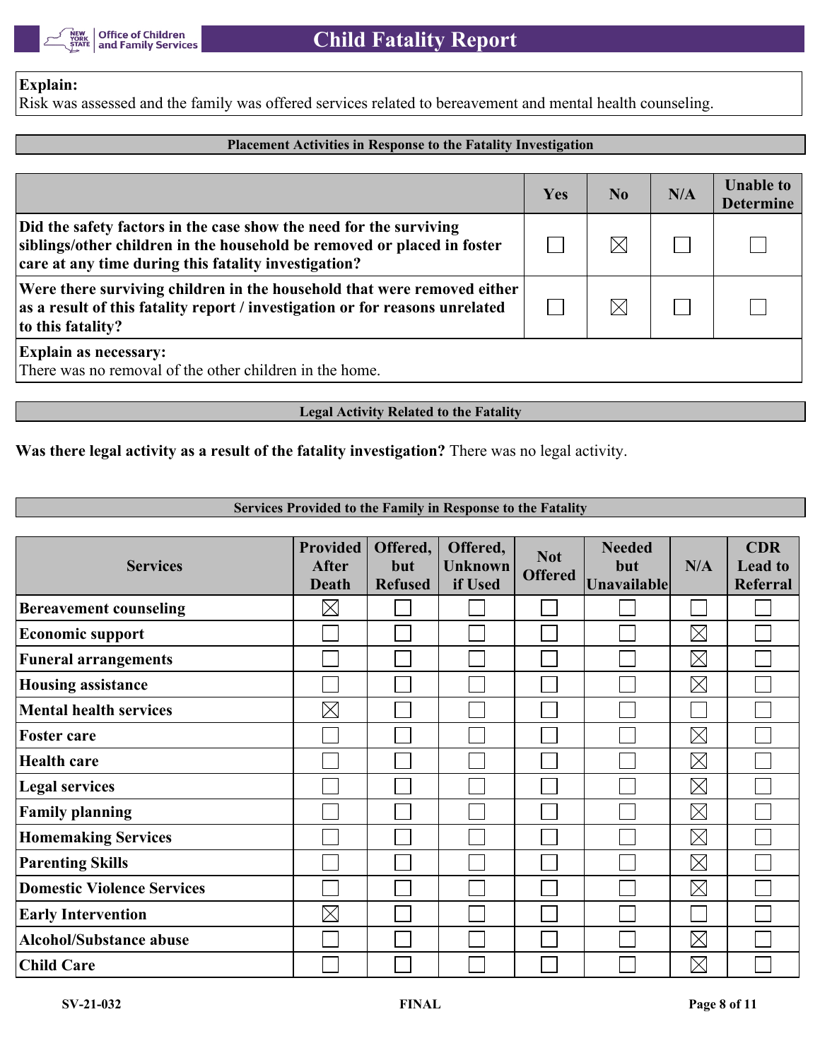**Explain:**
Risk was assessed and the family was offered services related to bereavement and mental health counseling.

## Placement Activities in Response to the Fatality Investigation

| | Yes | No | N/A | Unable to Determine |
|---|---|---|---|---|
| **Did the safety factors in the case show the need for the surviving siblings/other children in the household be removed or placed in foster care at any time during this fatality investigation?** | ☐ | ☒ | ☐ | ☐ |
| **Were there surviving children in the household that were removed either as a result of this fatality report / investigation or for reasons unrelated to this fatality?** | ☐ | ☒ | ☐ | ☐ |

**Explain as necessary:**
There was no removal of the other children in the home.

## Legal Activity Related to the Fatality

**Was there legal activity as a result of the fatality investigation?** There was no legal activity.

## Services Provided to the Family in Response to the Fatality

| Services | Provided After Death | Offered, but Refused | Offered, Unknown if Used | Not Offered | Needed but Unavailable | N/A | CDR Lead to Referral |
|---|---|---|---|---|---|---|---|
| **Bereavement counseling** | ☒ | ☐ | ☐ | ☐ | ☐ | ☐ | ☐ |
| **Economic support** | ☐ | ☐ | ☐ | ☐ | ☐ | ☒ | ☐ |
| **Funeral arrangements** | ☐ | ☐ | ☐ | ☐ | ☐ | ☒ | ☐ |
| **Housing assistance** | ☐ | ☐ | ☐ | ☐ | ☐ | ☒ | ☐ |
| **Mental health services** | ☒ | ☐ | ☐ | ☐ | ☐ | ☐ | ☐ |
| **Foster care** | ☐ | ☐ | ☐ | ☐ | ☐ | ☒ | ☐ |
| **Health care** | ☐ | ☐ | ☐ | ☐ | ☐ | ☒ | ☐ |
| **Legal services** | ☐ | ☐ | ☐ | ☐ | ☐ | ☒ | ☐ |
| **Family planning** | ☐ | ☐ | ☐ | ☐ | ☐ | ☒ | ☐ |
| **Homemaking Services** | ☐ | ☐ | ☐ | ☐ | ☐ | ☒ | ☐ |
| **Parenting Skills** | ☐ | ☐ | ☐ | ☐ | ☐ | ☒ | ☐ |
| **Domestic Violence Services** | ☐ | ☐ | ☐ | ☐ | ☐ | ☒ | ☐ |
| **Early Intervention** | ☒ | ☐ | ☐ | ☐ | ☐ | ☐ | ☐ |
| **Alcohol/Substance abuse** | ☐ | ☐ | ☐ | ☐ | ☐ | ☒ | ☐ |
| **Child Care** | ☐ | ☐ | ☐ | ☐ | ☐ | ☒ | ☐ |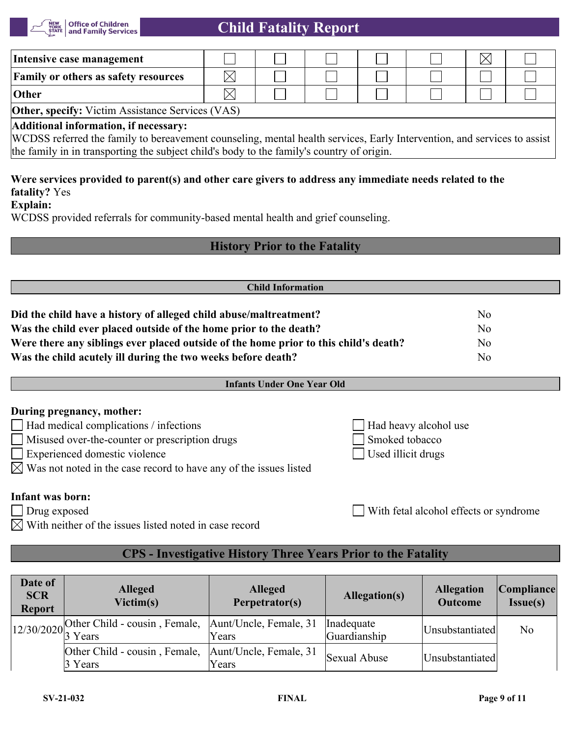| Intensive case management | ☐ | ☐ | ☐ | ☐ | ☐ | ☒ | ☐ |
|---|---|---|---|---|---|---|---|
| Family or others as safety resources | ☒ | ☐ | ☐ | ☐ | ☐ | ☐ | ☐ |
| Other | ☒ | ☐ | ☐ | ☐ | ☐ | ☐ | ☐ |

**Other, specify:** Victim Assistance Services (VAS)

**Additional information, if necessary:**
WCDSS referred the family to bereavement counseling, mental health services, Early Intervention, and services to assist the family in in transporting the subject child's body to the family's country of origin.

**Were services provided to parent(s) and other care givers to address any immediate needs related to the fatality?** Yes

**Explain:**
WCDSS provided referrals for community-based mental health and grief counseling.

## History Prior to the Fatality

### Child Information

| | |
|---|---|
| **Did the child have a history of alleged child abuse/maltreatment?** | No |
| **Was the child ever placed outside of the home prior to the death?** | No |
| **Were there any siblings ever placed outside of the home prior to this child's death?** | No |
| **Was the child acutely ill during the two weeks before death?** | No |

### Infants Under One Year Old

**During pregnancy, mother:**

- ☐ Had medical complications / infections
- ☐ Had heavy alcohol use
- ☐ Misused over-the-counter or prescription drugs
- ☐ Smoked tobacco
- ☐ Experienced domestic violence
- ☐ Used illicit drugs
- ☒ Was not noted in the case record to have any of the issues listed

**Infant was born:**

- ☐ Drug exposed
- ☐ With fetal alcohol effects or syndrome
- ☒ With neither of the issues listed noted in case record

## CPS - Investigative History Three Years Prior to the Fatality

| Date of SCR Report | Alleged Victim(s) | Alleged Perpetrator(s) | Allegation(s) | Allegation Outcome | Compliance Issue(s) |
|---|---|---|---|---|---|
| 12/30/2020 | Other Child - cousin , Female, 3 Years | Aunt/Uncle, Female, 31 Years | Inadequate Guardianship | Unsubstantiated | No |
| | Other Child - cousin , Female, 3 Years | Aunt/Uncle, Female, 31 Years | Sexual Abuse | Unsubstantiated | |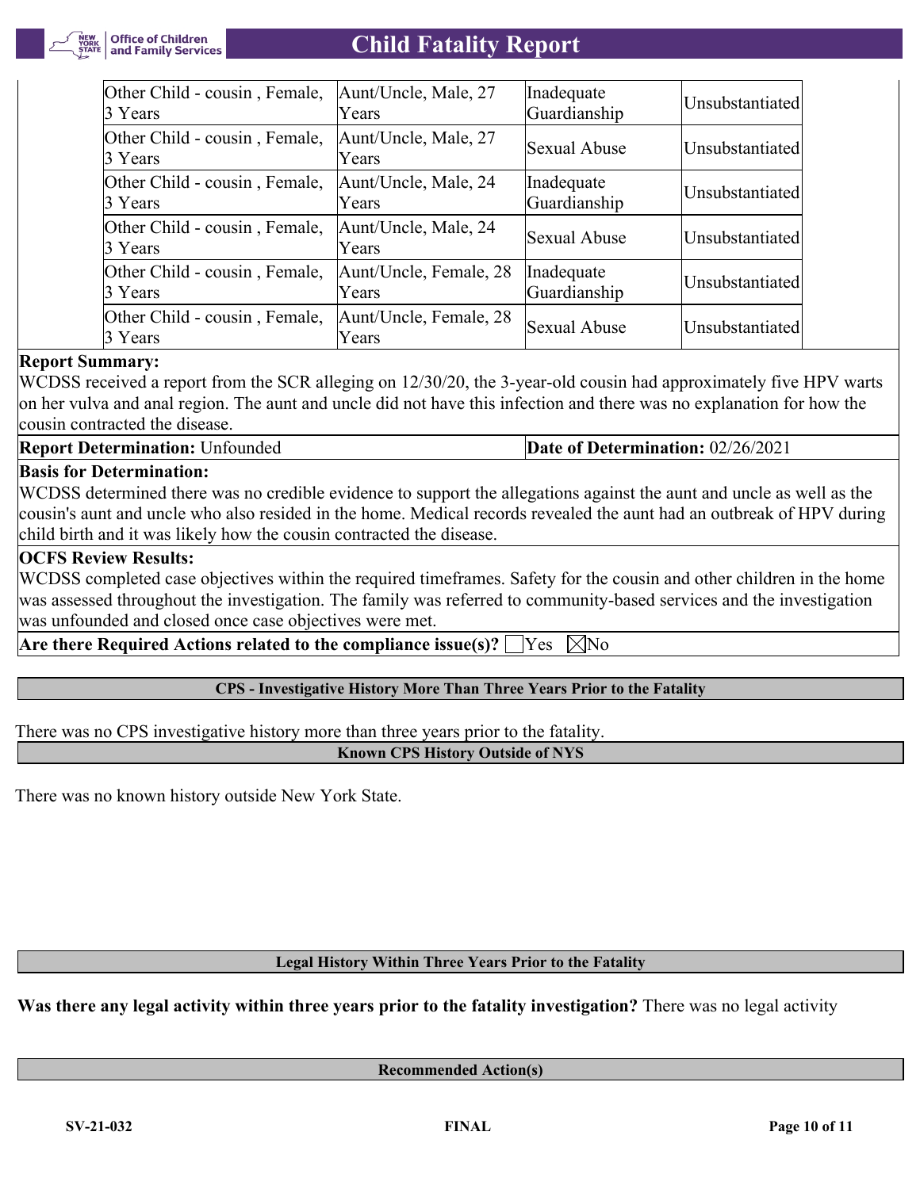| | | | |
|---|---|---|---|
| Other Child - cousin , Female, 3 Years | Aunt/Uncle, Male, 27 Years | Inadequate Guardianship | Unsubstantiated |
| Other Child - cousin , Female, 3 Years | Aunt/Uncle, Male, 27 Years | Sexual Abuse | Unsubstantiated |
| Other Child - cousin , Female, 3 Years | Aunt/Uncle, Male, 24 Years | Inadequate Guardianship | Unsubstantiated |
| Other Child - cousin , Female, 3 Years | Aunt/Uncle, Male, 24 Years | Sexual Abuse | Unsubstantiated |
| Other Child - cousin , Female, 3 Years | Aunt/Uncle, Female, 28 Years | Inadequate Guardianship | Unsubstantiated |
| Other Child - cousin , Female, 3 Years | Aunt/Uncle, Female, 28 Years | Sexual Abuse | Unsubstantiated |

**Report Summary:**
WCDSS received a report from the SCR alleging on 12/30/20, the 3-year-old cousin had approximately five HPV warts on her vulva and anal region. The aunt and uncle did not have this infection and there was no explanation for how the cousin contracted the disease.

**Report Determination:** Unfounded **Date of Determination:** 02/26/2021

**Basis for Determination:**
WCDSS determined there was no credible evidence to support the allegations against the aunt and uncle as well as the cousin's aunt and uncle who also resided in the home. Medical records revealed the aunt had an outbreak of HPV during child birth and it was likely how the cousin contracted the disease.

**OCFS Review Results:**
WCDSS completed case objectives within the required timeframes. Safety for the cousin and other children in the home was assessed throughout the investigation. The family was referred to community-based services and the investigation was unfounded and closed once case objectives were met.

**Are there Required Actions related to the compliance issue(s)?** ☐Yes ☒No

## CPS - Investigative History More Than Three Years Prior to the Fatality

There was no CPS investigative history more than three years prior to the fatality.

## Known CPS History Outside of NYS

There was no known history outside New York State.

## Legal History Within Three Years Prior to the Fatality

**Was there any legal activity within three years prior to the fatality investigation?** There was no legal activity

## Recommended Action(s)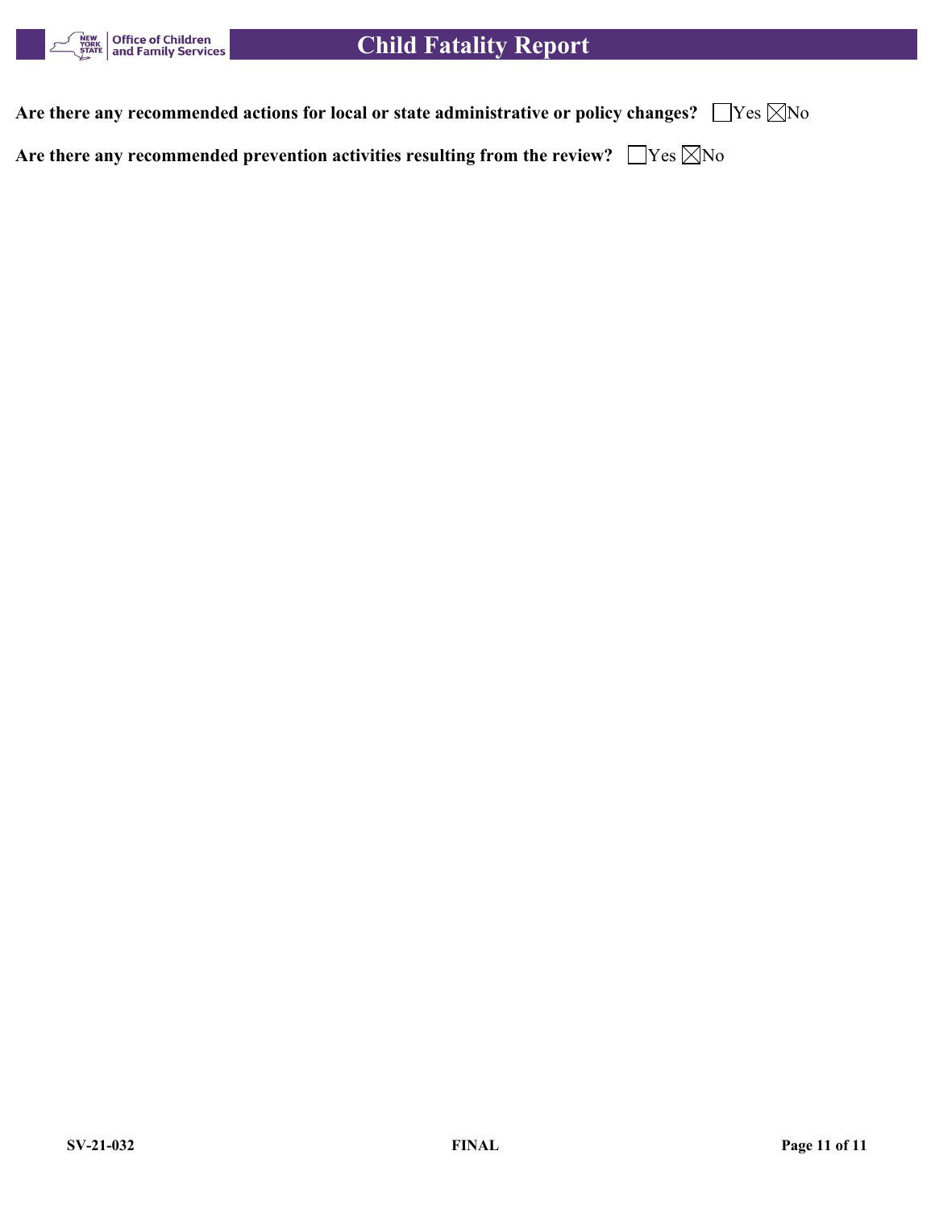**Are there any recommended actions for local or state administrative or policy changes?** ☐Yes ☒No

**Are there any recommended prevention activities resulting from the review?** ☐Yes ☒No